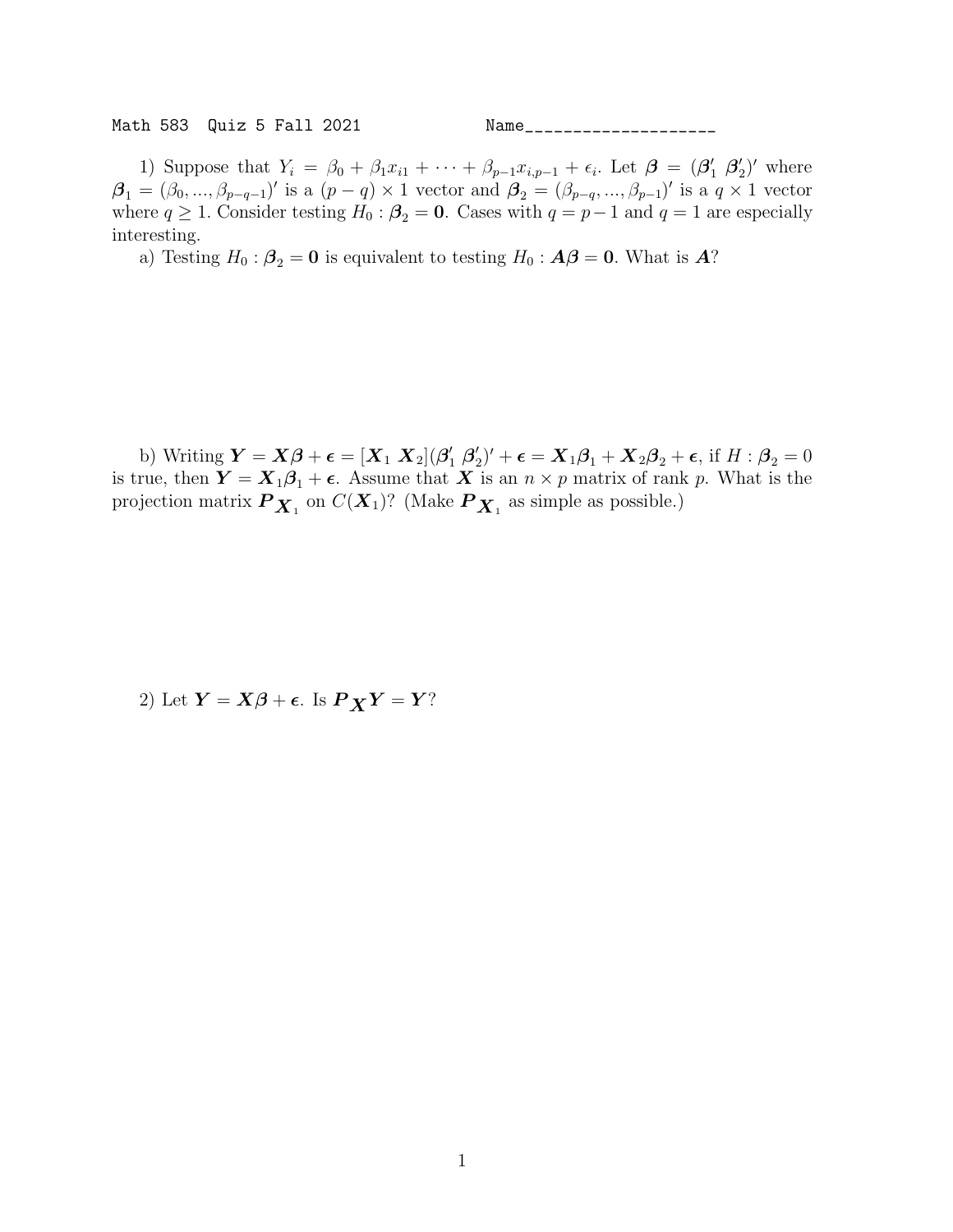Math 583 Quiz 5 Fall 2021 Name____________________

1) Suppose that $Y_i = \beta_0 + \beta_1 x_{i1} + \cdots + \beta_{p-1} x_{i,p-1} + \epsilon_i$. Let $\boldsymbol{\beta} = (\boldsymbol{\beta}_1' \ \boldsymbol{\beta}_2')'$ where $\boldsymbol{\beta}_1 = (\beta_0, ..., \beta_{p-q-1})'$ is a $(p-q) \times 1$ vector and $\boldsymbol{\beta}_2 = (\beta_{p-q}, ..., \beta_{p-1})'$ is a $q \times 1$ vector where $q \geq 1$. Consider testing $H_0 : \boldsymbol{\beta}_2 = \mathbf{0}$. Cases with $q = p-1$ and $q = 1$ are especially interesting.

a) Testing $H_0 : \boldsymbol{\beta}_2 = \mathbf{0}$ is equivalent to testing $H_0 : \boldsymbol{A}\boldsymbol{\beta} = \mathbf{0}$. What is $\boldsymbol{A}$?

b) Writing $\boldsymbol{Y} = \boldsymbol{X}\boldsymbol{\beta} + \boldsymbol{\epsilon} = [\boldsymbol{X}_1 \ \boldsymbol{X}_2](\boldsymbol{\beta}_1' \ \boldsymbol{\beta}_2')' + \boldsymbol{\epsilon} = \boldsymbol{X}_1\boldsymbol{\beta}_1 + \boldsymbol{X}_2\boldsymbol{\beta}_2 + \boldsymbol{\epsilon}$, if $H : \boldsymbol{\beta}_2 = 0$ is true, then $\boldsymbol{Y} = \boldsymbol{X}_1\boldsymbol{\beta}_1 + \boldsymbol{\epsilon}$. Assume that $\boldsymbol{X}$ is an $n \times p$ matrix of rank $p$. What is the projection matrix $\boldsymbol{P}_{\boldsymbol{X}_1}$ on $C(\boldsymbol{X}_1)$? (Make $\boldsymbol{P}_{\boldsymbol{X}_1}$ as simple as possible.)

2) Let $\boldsymbol{Y} = \boldsymbol{X}\boldsymbol{\beta} + \boldsymbol{\epsilon}$. Is $\boldsymbol{P}_{\boldsymbol{X}}\boldsymbol{Y} = \boldsymbol{Y}$?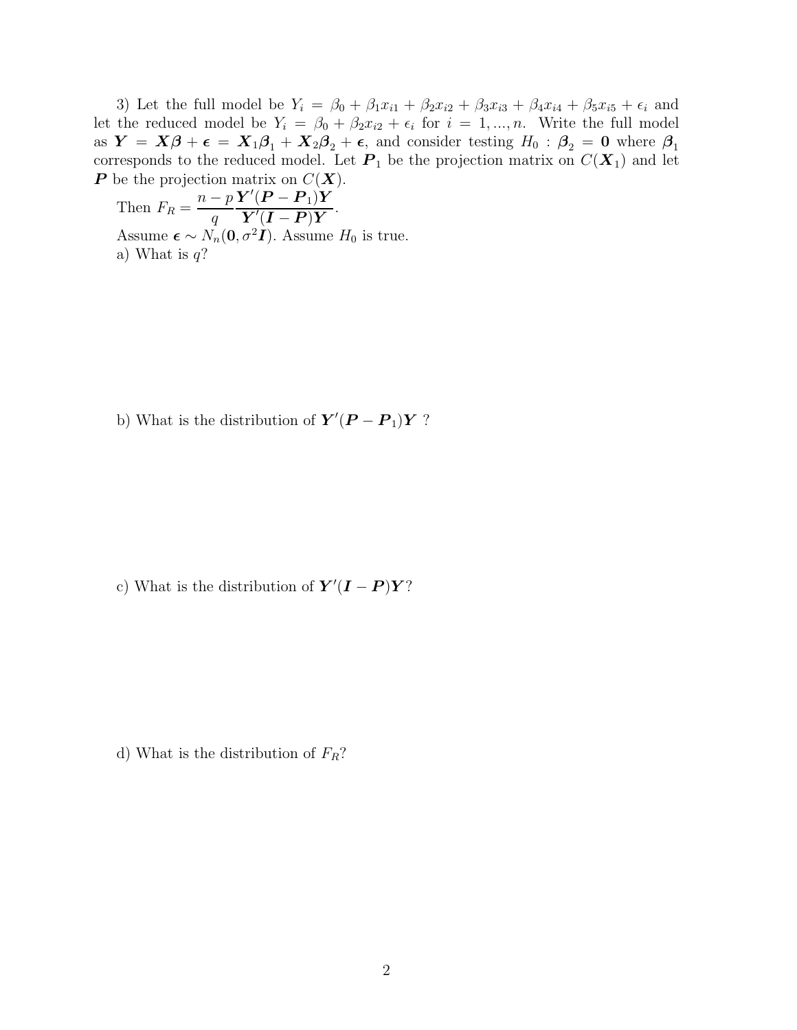3) Let the full model be $Y_i = \beta_0 + \beta_1 x_{i1} + \beta_2 x_{i2} + \beta_3 x_{i3} + \beta_4 x_{i4} + \beta_5 x_{i5} + \epsilon_i$ and let the reduced model be $Y_i = \beta_0 + \beta_2 x_{i2} + \epsilon_i$ for $i = 1, ..., n$. Write the full model as $\boldsymbol{Y} = \boldsymbol{X\beta} + \boldsymbol{\epsilon} = \boldsymbol{X}_1\boldsymbol{\beta}_1 + \boldsymbol{X}_2\boldsymbol{\beta}_2 + \boldsymbol{\epsilon}$, and consider testing $H_0 : \boldsymbol{\beta}_2 = \boldsymbol{0}$ where $\boldsymbol{\beta}_1$ corresponds to the reduced model. Let $\boldsymbol{P}_1$ be the projection matrix on $C(\boldsymbol{X}_1)$ and let $\boldsymbol{P}$ be the projection matrix on $C(\boldsymbol{X})$.

Then $F_R = \dfrac{n-p}{q} \dfrac{\boldsymbol{Y}'(\boldsymbol{P} - \boldsymbol{P}_1)\boldsymbol{Y}}{\boldsymbol{Y}'(\boldsymbol{I} - \boldsymbol{P})\boldsymbol{Y}}$.

Assume $\boldsymbol{\epsilon} \sim N_n(\boldsymbol{0}, \sigma^2\boldsymbol{I})$. Assume $H_0$ is true.

a) What is $q$?

b) What is the distribution of $\boldsymbol{Y}'(\boldsymbol{P} - \boldsymbol{P}_1)\boldsymbol{Y}$ ?

c) What is the distribution of $\boldsymbol{Y}'(\boldsymbol{I} - \boldsymbol{P})\boldsymbol{Y}$?

d) What is the distribution of $F_R$?